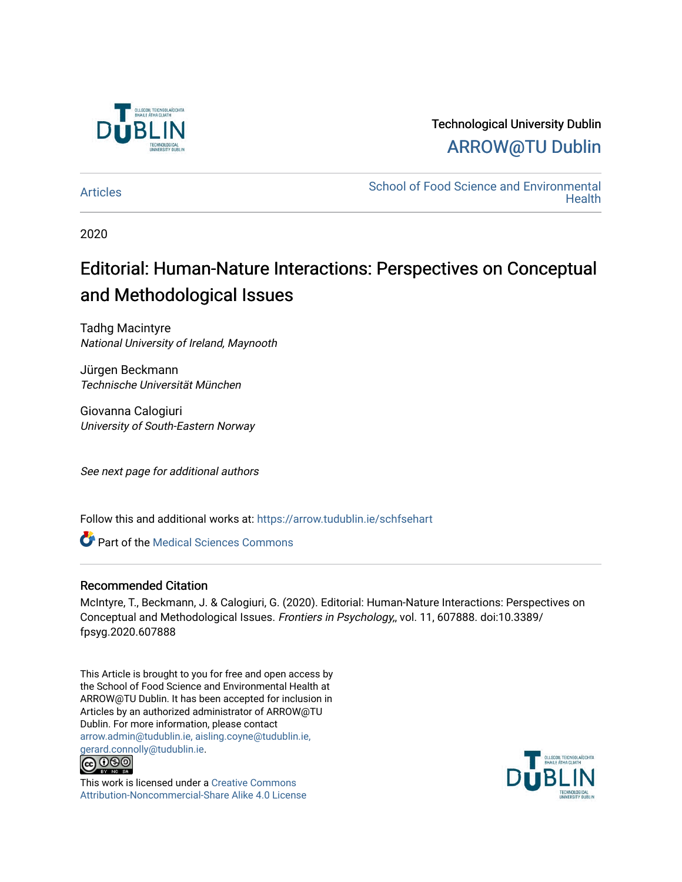Technological University Dublin

ARROW@TU Dublin

Articles

School of Food Science and Environmental Health

2020

# Editorial: Human-Nature Interactions: Perspectives on Conceptual and Methodological Issues

Tadhg Macintyre
*National University of Ireland, Maynooth*

Jürgen Beckmann
*Technische Universität München*

Giovanna Calogiuri
*University of South-Eastern Norway*

*See next page for additional authors*

Follow this and additional works at: https://arrow.tudublin.ie/schfsehart

Part of the Medical Sciences Commons

## Recommended Citation

McIntyre, T., Beckmann, J. & Calogiuri, G. (2020). Editorial: Human-Nature Interactions: Perspectives on Conceptual and Methodological Issues. *Frontiers in Psychology,*, vol. 11, 607888. doi:10.3389/fpsyg.2020.607888

This Article is brought to you for free and open access by the School of Food Science and Environmental Health at ARROW@TU Dublin. It has been accepted for inclusion in Articles by an authorized administrator of ARROW@TU Dublin. For more information, please contact arrow.admin@tudublin.ie, aisling.coyne@tudublin.ie, gerard.connolly@tudublin.ie.

This work is licensed under a Creative Commons Attribution-Noncommercial-Share Alike 4.0 License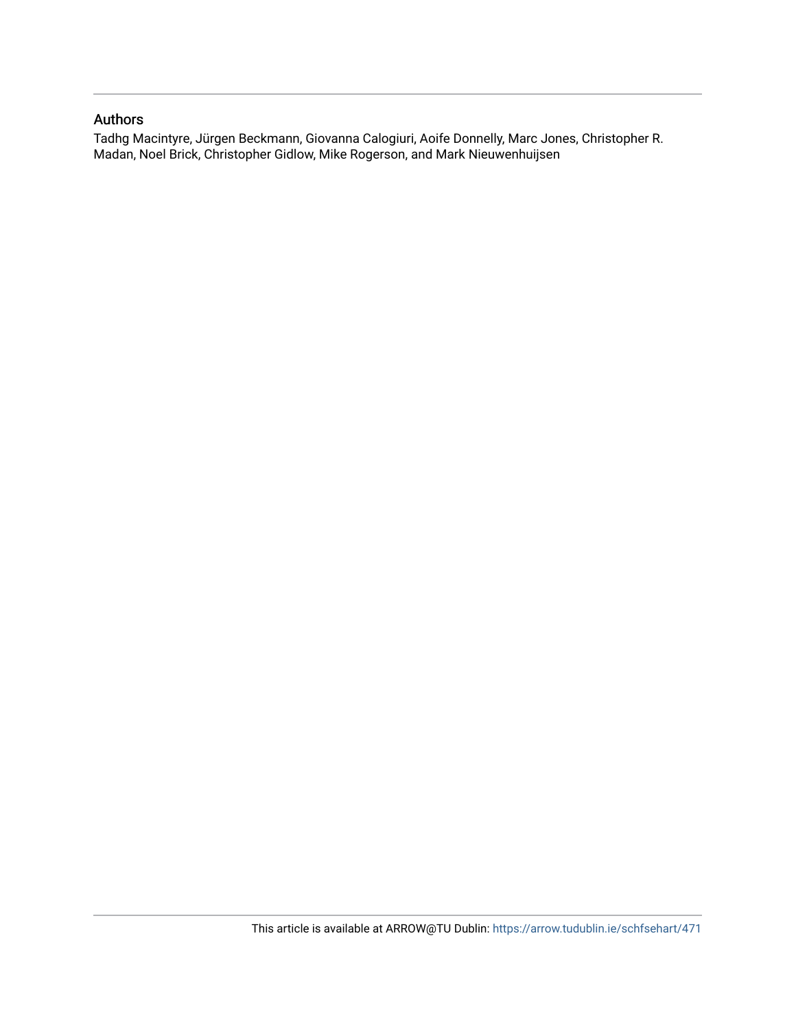## Authors

Tadhg Macintyre, Jürgen Beckmann, Giovanna Calogiuri, Aoife Donnelly, Marc Jones, Christopher R. Madan, Noel Brick, Christopher Gidlow, Mike Rogerson, and Mark Nieuwenhuijsen

This article is available at ARROW@TU Dublin: https://arrow.tudublin.ie/schfsehart/471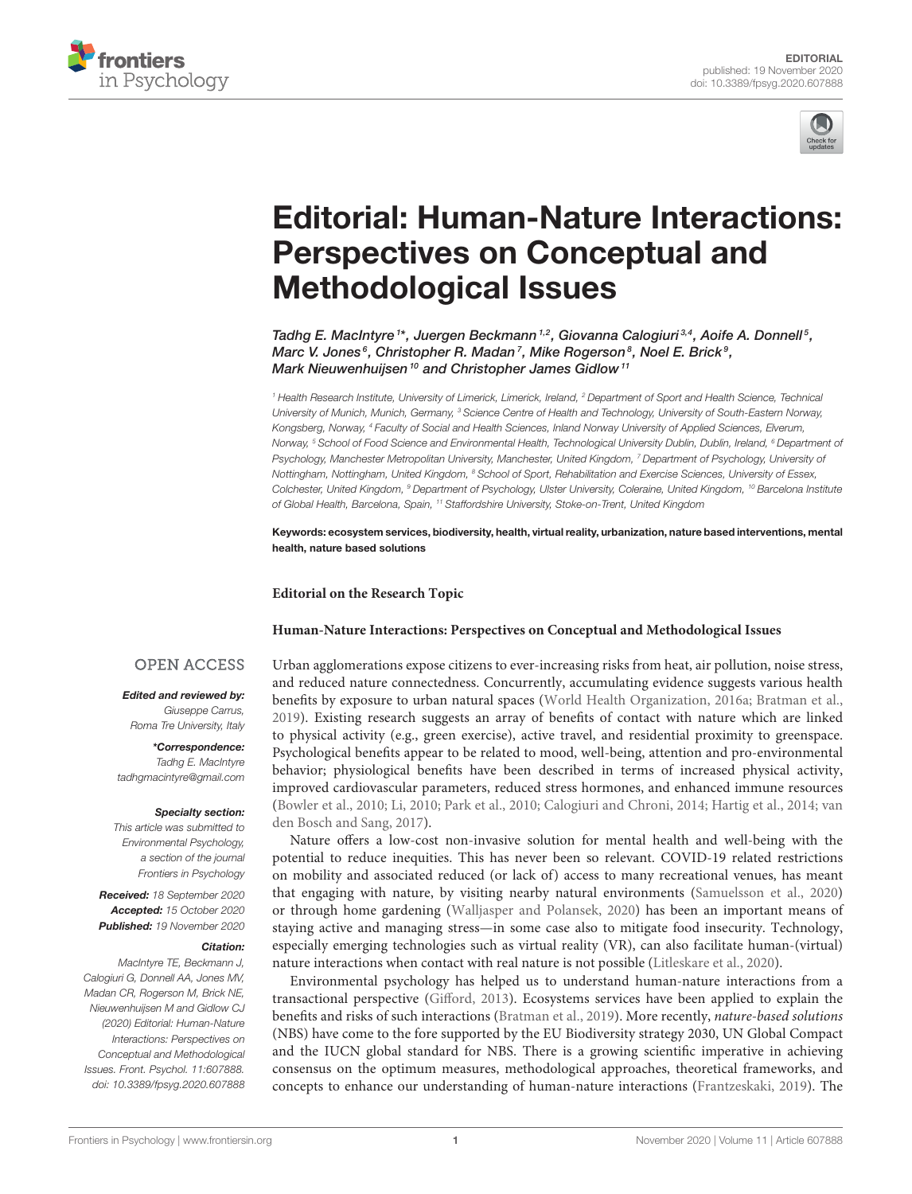# Editorial: Human-Nature Interactions: Perspectives on Conceptual and Methodological Issues

*Tadhg E. MacIntyre[1]\*, Juergen Beckmann[1,2], Giovanna Calogiuri[3,4], Aoife A. Donnell[5], Marc V. Jones[6], Christopher R. Madan[7], Mike Rogerson[8], Noel E. Brick[9], Mark Nieuwenhuijsen[10] and Christopher James Gidlow[11]*

[1] Health Research Institute, University of Limerick, Limerick, Ireland, [2] Department of Sport and Health Science, Technical University of Munich, Munich, Germany, [3] Science Centre of Health and Technology, University of South-Eastern Norway, Kongsberg, Norway, [4] Faculty of Social and Health Sciences, Inland Norway University of Applied Sciences, Elverum, Norway, [5] School of Food Science and Environmental Health, Technological University Dublin, Dublin, Ireland, [6] Department of Psychology, Manchester Metropolitan University, Manchester, United Kingdom, [7] Department of Psychology, University of Nottingham, Nottingham, United Kingdom, [8] School of Sport, Rehabilitation and Exercise Sciences, University of Essex, Colchester, United Kingdom, [9] Department of Psychology, Ulster University, Coleraine, United Kingdom, [10] Barcelona Institute of Global Health, Barcelona, Spain, [11] Staffordshire University, Stoke-on-Trent, United Kingdom

**Keywords: ecosystem services, biodiversity, health, virtual reality, urbanization, nature based interventions, mental health, nature based solutions**

**Editorial on the Research Topic**

**Human-Nature Interactions: Perspectives on Conceptual and Methodological Issues**

OPEN ACCESS

***Edited and reviewed by:***
*Giuseppe Carrus, Roma Tre University, Italy*

***\*Correspondence:***
*Tadhg E. MacIntyre*
*tadhgmacintyre@gmail.com*

***Specialty section:***
*This article was submitted to Environmental Psychology, a section of the journal Frontiers in Psychology*

***Received:*** *18 September 2020*
***Accepted:*** *15 October 2020*
***Published:*** *19 November 2020*

***Citation:***
*MacIntyre TE, Beckmann J, Calogiuri G, Donnell AA, Jones MV, Madan CR, Rogerson M, Brick NE, Nieuwenhuijsen M and Gidlow CJ (2020) Editorial: Human-Nature Interactions: Perspectives on Conceptual and Methodological Issues. Front. Psychol. 11:607888. doi: 10.3389/fpsyg.2020.607888*

Urban agglomerations expose citizens to ever-increasing risks from heat, air pollution, noise stress, and reduced nature connectedness. Concurrently, accumulating evidence suggests various health benefits by exposure to urban natural spaces (World Health Organization, 2016a; Bratman et al., 2019). Existing research suggests an array of benefits of contact with nature which are linked to physical activity (e.g., green exercise), active travel, and residential proximity to greenspace. Psychological benefits appear to be related to mood, well-being, attention and pro-environmental behavior; physiological benefits have been described in terms of increased physical activity, improved cardiovascular parameters, reduced stress hormones, and enhanced immune resources (Bowler et al., 2010; Li, 2010; Park et al., 2010; Calogiuri and Chroni, 2014; Hartig et al., 2014; van den Bosch and Sang, 2017).

Nature offers a low-cost non-invasive solution for mental health and well-being with the potential to reduce inequities. This has never been so relevant. COVID-19 related restrictions on mobility and associated reduced (or lack of) access to many recreational venues, has meant that engaging with nature, by visiting nearby natural environments (Samuelsson et al., 2020) or through home gardening (Walljasper and Polansek, 2020) has been an important means of staying active and managing stress—in some case also to mitigate food insecurity. Technology, especially emerging technologies such as virtual reality (VR), can also facilitate human-(virtual) nature interactions when contact with real nature is not possible (Litleskare et al., 2020).

Environmental psychology has helped us to understand human-nature interactions from a transactional perspective (Gifford, 2013). Ecosystems services have been applied to explain the benefits and risks of such interactions (Bratman et al., 2019). More recently, *nature-based solutions* (NBS) have come to the fore supported by the EU Biodiversity strategy 2030, UN Global Compact and the IUCN global standard for NBS. There is a growing scientific imperative in achieving consensus on the optimum measures, methodological approaches, theoretical frameworks, and concepts to enhance our understanding of human-nature interactions (Frantzeskaki, 2019). The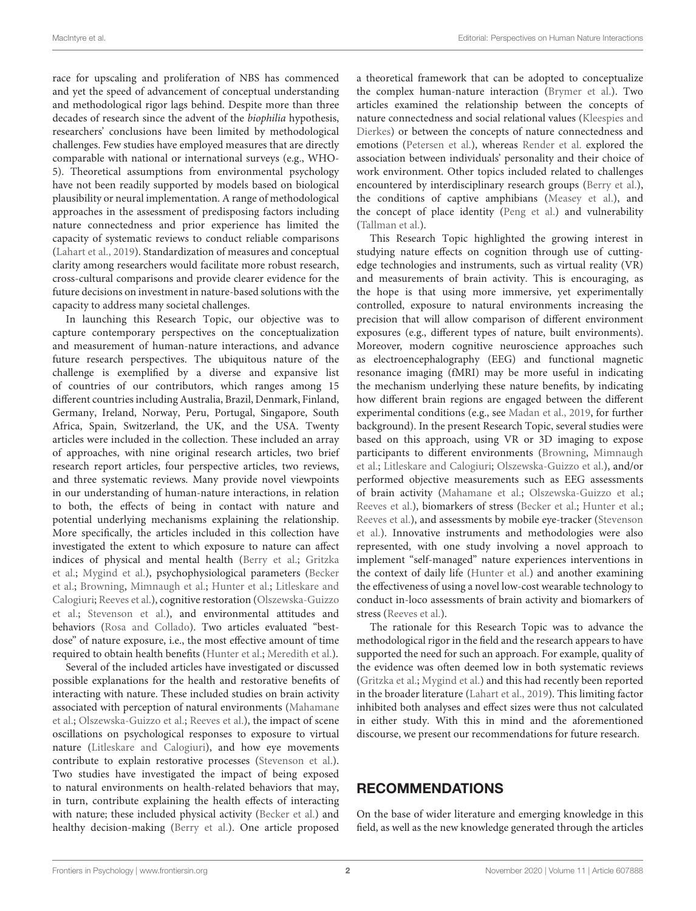race for upscaling and proliferation of NBS has commenced and yet the speed of advancement of conceptual understanding and methodological rigor lags behind. Despite more than three decades of research since the advent of the *biophilia* hypothesis, researchers' conclusions have been limited by methodological challenges. Few studies have employed measures that are directly comparable with national or international surveys (e.g., WHO-5). Theoretical assumptions from environmental psychology have not been readily supported by models based on biological plausibility or neural implementation. A range of methodological approaches in the assessment of predisposing factors including nature connectedness and prior experience has limited the capacity of systematic reviews to conduct reliable comparisons (Lahart et al., 2019). Standardization of measures and conceptual clarity among researchers would facilitate more robust research, cross-cultural comparisons and provide clearer evidence for the future decisions on investment in nature-based solutions with the capacity to address many societal challenges.

In launching this Research Topic, our objective was to capture contemporary perspectives on the conceptualization and measurement of human-nature interactions, and advance future research perspectives. The ubiquitous nature of the challenge is exemplified by a diverse and expansive list of countries of our contributors, which ranges among 15 different countries including Australia, Brazil, Denmark, Finland, Germany, Ireland, Norway, Peru, Portugal, Singapore, South Africa, Spain, Switzerland, the UK, and the USA. Twenty articles were included in the collection. These included an array of approaches, with nine original research articles, two brief research report articles, four perspective articles, two reviews, and three systematic reviews. Many provide novel viewpoints in our understanding of human-nature interactions, in relation to both, the effects of being in contact with nature and potential underlying mechanisms explaining the relationship. More specifically, the articles included in this collection have investigated the extent to which exposure to nature can affect indices of physical and mental health (Berry et al.; Gritzka et al.; Mygind et al.), psychophysiological parameters (Becker et al.; Browning, Mimnaugh et al.; Hunter et al.; Litleskare and Calogiuri; Reeves et al.), cognitive restoration (Olszewska-Guizzo et al.; Stevenson et al.), and environmental attitudes and behaviors (Rosa and Collado). Two articles evaluated "best-dose" of nature exposure, i.e., the most effective amount of time required to obtain health benefits (Hunter et al.; Meredith et al.).

Several of the included articles have investigated or discussed possible explanations for the health and restorative benefits of interacting with nature. These included studies on brain activity associated with perception of natural environments (Mahamane et al.; Olszewska-Guizzo et al.; Reeves et al.), the impact of scene oscillations on psychological responses to exposure to virtual nature (Litleskare and Calogiuri), and how eye movements contribute to explain restorative processes (Stevenson et al.). Two studies have investigated the impact of being exposed to natural environments on health-related behaviors that may, in turn, contribute explaining the health effects of interacting with nature; these included physical activity (Becker et al.) and healthy decision-making (Berry et al.). One article proposed a theoretical framework that can be adopted to conceptualize the complex human-nature interaction (Brymer et al.). Two articles examined the relationship between the concepts of nature connectedness and social relational values (Kleespies and Dierkes) or between the concepts of nature connectedness and emotions (Petersen et al.), whereas Render et al. explored the association between individuals' personality and their choice of work environment. Other topics included related to challenges encountered by interdisciplinary research groups (Berry et al.), the conditions of captive amphibians (Measey et al.), and the concept of place identity (Peng et al.) and vulnerability (Tallman et al.).

This Research Topic highlighted the growing interest in studying nature effects on cognition through use of cutting-edge technologies and instruments, such as virtual reality (VR) and measurements of brain activity. This is encouraging, as the hope is that using more immersive, yet experimentally controlled, exposure to natural environments increasing the precision that will allow comparison of different environment exposures (e.g., different types of nature, built environments). Moreover, modern cognitive neuroscience approaches such as electroencephalography (EEG) and functional magnetic resonance imaging (fMRI) may be more useful in indicating the mechanism underlying these nature benefits, by indicating how different brain regions are engaged between the different experimental conditions (e.g., see Madan et al., 2019, for further background). In the present Research Topic, several studies were based on this approach, using VR or 3D imaging to expose participants to different environments (Browning, Mimnaugh et al.; Litleskare and Calogiuri; Olszewska-Guizzo et al.), and/or performed objective measurements such as EEG assessments of brain activity (Mahamane et al.; Olszewska-Guizzo et al.; Reeves et al.), biomarkers of stress (Becker et al.; Hunter et al.; Reeves et al.), and assessments by mobile eye-tracker (Stevenson et al.). Innovative instruments and methodologies were also represented, with one study involving a novel approach to implement "self-managed" nature experiences interventions in the context of daily life (Hunter et al.) and another examining the effectiveness of using a novel low-cost wearable technology to conduct in-loco assessments of brain activity and biomarkers of stress (Reeves et al.).

The rationale for this Research Topic was to advance the methodological rigor in the field and the research appears to have supported the need for such an approach. For example, quality of the evidence was often deemed low in both systematic reviews (Gritzka et al.; Mygind et al.) and this had recently been reported in the broader literature (Lahart et al., 2019). This limiting factor inhibited both analyses and effect sizes were thus not calculated in either study. With this in mind and the aforementioned discourse, we present our recommendations for future research.

## RECOMMENDATIONS

On the base of wider literature and emerging knowledge in this field, as well as the new knowledge generated through the articles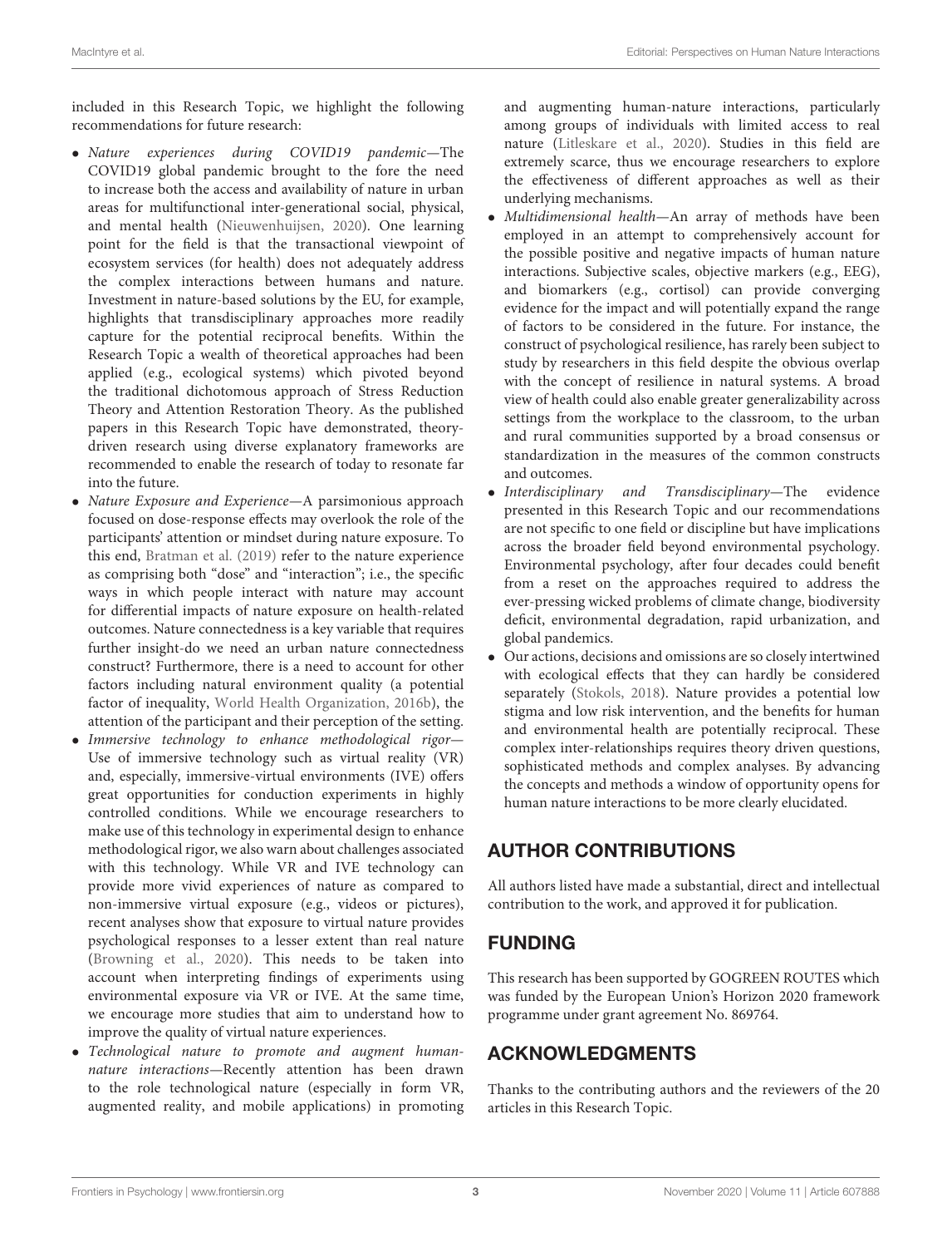included in this Research Topic, we highlight the following recommendations for future research:

- *Nature experiences during COVID19 pandemic*—The COVID19 global pandemic brought to the fore the need to increase both the access and availability of nature in urban areas for multifunctional inter-generational social, physical, and mental health (Nieuwenhuijsen, 2020). One learning point for the field is that the transactional viewpoint of ecosystem services (for health) does not adequately address the complex interactions between humans and nature. Investment in nature-based solutions by the EU, for example, highlights that transdisciplinary approaches more readily capture for the potential reciprocal benefits. Within the Research Topic a wealth of theoretical approaches had been applied (e.g., ecological systems) which pivoted beyond the traditional dichotomous approach of Stress Reduction Theory and Attention Restoration Theory. As the published papers in this Research Topic have demonstrated, theory-driven research using diverse explanatory frameworks are recommended to enable the research of today to resonate far into the future.
- *Nature Exposure and Experience*—A parsimonious approach focused on dose-response effects may overlook the role of the participants' attention or mindset during nature exposure. To this end, Bratman et al. (2019) refer to the nature experience as comprising both "dose" and "interaction"; i.e., the specific ways in which people interact with nature may account for differential impacts of nature exposure on health-related outcomes. Nature connectedness is a key variable that requires further insight-do we need an urban nature connectedness construct? Furthermore, there is a need to account for other factors including natural environment quality (a potential factor of inequality, World Health Organization, 2016b), the attention of the participant and their perception of the setting.
- *Immersive technology to enhance methodological rigor*—Use of immersive technology such as virtual reality (VR) and, especially, immersive-virtual environments (IVE) offers great opportunities for conduction experiments in highly controlled conditions. While we encourage researchers to make use of this technology in experimental design to enhance methodological rigor, we also warn about challenges associated with this technology. While VR and IVE technology can provide more vivid experiences of nature as compared to non-immersive virtual exposure (e.g., videos or pictures), recent analyses show that exposure to virtual nature provides psychological responses to a lesser extent than real nature (Browning et al., 2020). This needs to be taken into account when interpreting findings of experiments using environmental exposure via VR or IVE. At the same time, we encourage more studies that aim to understand how to improve the quality of virtual nature experiences.
- *Technological nature to promote and augment human-nature interactions*—Recently attention has been drawn to the role technological nature (especially in form VR, augmented reality, and mobile applications) in promoting and augmenting human-nature interactions, particularly among groups of individuals with limited access to real nature (Litleskare et al., 2020). Studies in this field are extremely scarce, thus we encourage researchers to explore the effectiveness of different approaches as well as their underlying mechanisms.
- *Multidimensional health*—An array of methods have been employed in an attempt to comprehensively account for the possible positive and negative impacts of human nature interactions. Subjective scales, objective markers (e.g., EEG), and biomarkers (e.g., cortisol) can provide converging evidence for the impact and will potentially expand the range of factors to be considered in the future. For instance, the construct of psychological resilience, has rarely been subject to study by researchers in this field despite the obvious overlap with the concept of resilience in natural systems. A broad view of health could also enable greater generalizability across settings from the workplace to the classroom, to the urban and rural communities supported by a broad consensus or standardization in the measures of the common constructs and outcomes.
- *Interdisciplinary and Transdisciplinary*—The evidence presented in this Research Topic and our recommendations are not specific to one field or discipline but have implications across the broader field beyond environmental psychology. Environmental psychology, after four decades could benefit from a reset on the approaches required to address the ever-pressing wicked problems of climate change, biodiversity deficit, environmental degradation, rapid urbanization, and global pandemics.
- Our actions, decisions and omissions are so closely intertwined with ecological effects that they can hardly be considered separately (Stokols, 2018). Nature provides a potential low stigma and low risk intervention, and the benefits for human and environmental health are potentially reciprocal. These complex inter-relationships requires theory driven questions, sophisticated methods and complex analyses. By advancing the concepts and methods a window of opportunity opens for human nature interactions to be more clearly elucidated.

## AUTHOR CONTRIBUTIONS

All authors listed have made a substantial, direct and intellectual contribution to the work, and approved it for publication.

## FUNDING

This research has been supported by GOGREEN ROUTES which was funded by the European Union's Horizon 2020 framework programme under grant agreement No. 869764.

## ACKNOWLEDGMENTS

Thanks to the contributing authors and the reviewers of the 20 articles in this Research Topic.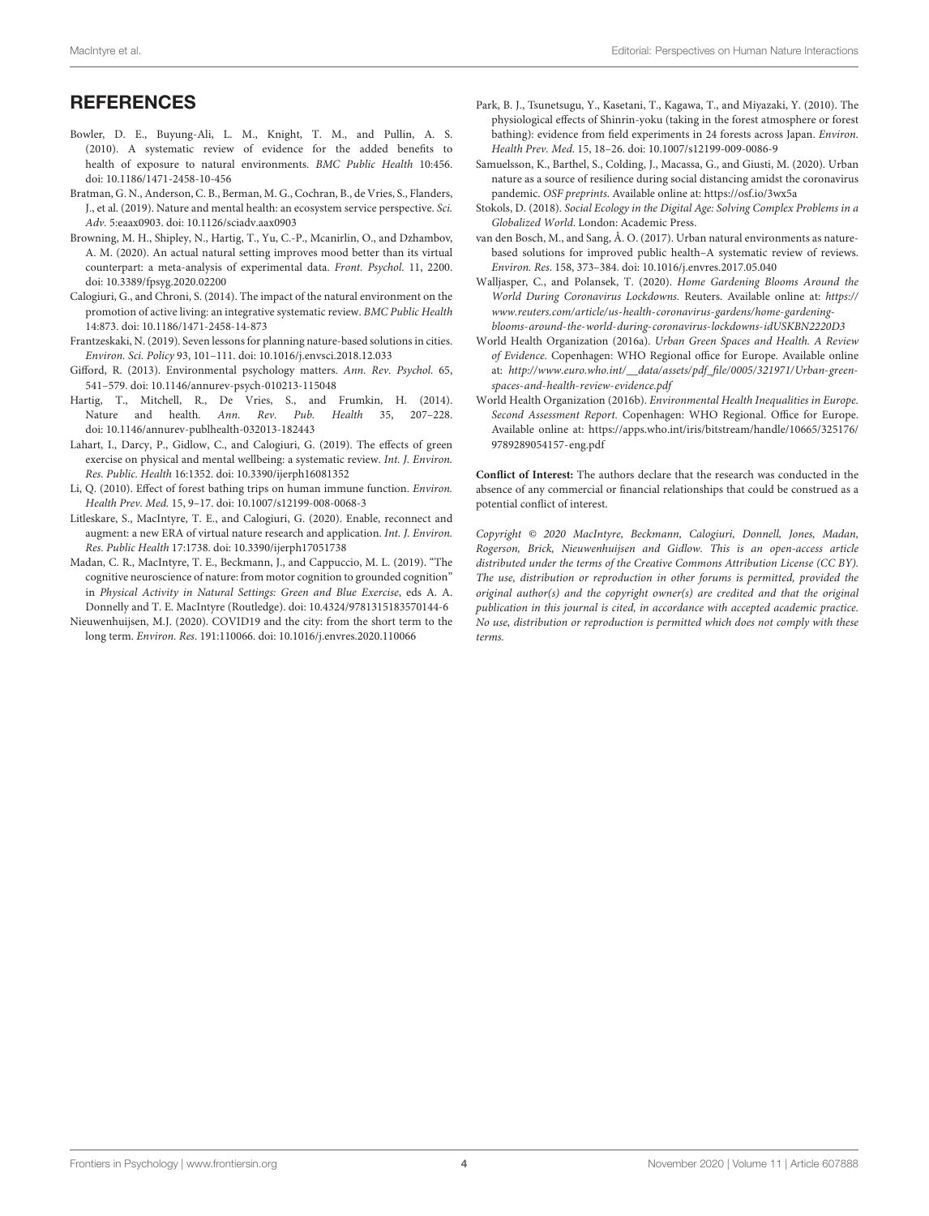## REFERENCES

Bowler, D. E., Buyung-Ali, L. M., Knight, T. M., and Pullin, A. S. (2010). A systematic review of evidence for the added benefits to health of exposure to natural environments. *BMC Public Health* 10:456. doi: 10.1186/1471-2458-10-456

Bratman, G. N., Anderson, C. B., Berman, M. G., Cochran, B., de Vries, S., Flanders, J., et al. (2019). Nature and mental health: an ecosystem service perspective. *Sci. Adv.* 5:eaax0903. doi: 10.1126/sciadv.aax0903

Browning, M. H., Shipley, N., Hartig, T., Yu, C.-P., Mcanirlin, O., and Dzhambov, A. M. (2020). An actual natural setting improves mood better than its virtual counterpart: a meta-analysis of experimental data. *Front. Psychol.* 11, 2200. doi: 10.3389/fpsyg.2020.02200

Calogiuri, G., and Chroni, S. (2014). The impact of the natural environment on the promotion of active living: an integrative systematic review. *BMC Public Health* 14:873. doi: 10.1186/1471-2458-14-873

Frantzeskaki, N. (2019). Seven lessons for planning nature-based solutions in cities. *Environ. Sci. Policy* 93, 101–111. doi: 10.1016/j.envsci.2018.12.033

Gifford, R. (2013). Environmental psychology matters. *Ann. Rev. Psychol.* 65, 541–579. doi: 10.1146/annurev-psych-010213-115048

Hartig, T., Mitchell, R., De Vries, S., and Frumkin, H. (2014). Nature and health. *Ann. Rev. Pub. Health* 35, 207–228. doi: 10.1146/annurev-publhealth-032013-182443

Lahart, I., Darcy, P., Gidlow, C., and Calogiuri, G. (2019). The effects of green exercise on physical and mental wellbeing: a systematic review. *Int. J. Environ. Res. Public. Health* 16:1352. doi: 10.3390/ijerph16081352

Li, Q. (2010). Effect of forest bathing trips on human immune function. *Environ. Health Prev. Med.* 15, 9–17. doi: 10.1007/s12199-008-0068-3

Litleskare, S., MacIntyre, T. E., and Calogiuri, G. (2020). Enable, reconnect and augment: a new ERA of virtual nature research and application. *Int. J. Environ. Res. Public Health* 17:1738. doi: 10.3390/ijerph17051738

Madan, C. R., MacIntyre, T. E., Beckmann, J., and Cappuccio, M. L. (2019). "The cognitive neuroscience of nature: from motor cognition to grounded cognition" in *Physical Activity in Natural Settings: Green and Blue Exercise*, eds A. A. Donnelly and T. E. MacIntyre (Routledge). doi: 10.4324/9781315183570144-6

Nieuwenhuijsen, M.J. (2020). COVID19 and the city: from the short term to the long term. *Environ. Res.* 191:110066. doi: 10.1016/j.envres.2020.110066

Park, B. J., Tsunetsugu, Y., Kasetani, T., Kagawa, T., and Miyazaki, Y. (2010). The physiological effects of Shinrin-yoku (taking in the forest atmosphere or forest bathing): evidence from field experiments in 24 forests across Japan. *Environ. Health Prev. Med.* 15, 18–26. doi: 10.1007/s12199-009-0086-9

Samuelsson, K., Barthel, S., Colding, J., Macassa, G., and Giusti, M. (2020). Urban nature as a source of resilience during social distancing amidst the coronavirus pandemic. *OSF preprints*. Available online at: https://osf.io/3wx5a

Stokols, D. (2018). *Social Ecology in the Digital Age: Solving Complex Problems in a Globalized World*. London: Academic Press.

van den Bosch, M., and Sang, Å. O. (2017). Urban natural environments as nature-based solutions for improved public health–A systematic review of reviews. *Environ. Res.* 158, 373–384. doi: 10.1016/j.envres.2017.05.040

Walljasper, C., and Polansek, T. (2020). *Home Gardening Blooms Around the World During Coronavirus Lockdowns*. Reuters. Available online at: *https://www.reuters.com/article/us-health-coronavirus-gardens/home-gardening-blooms-around-the-world-during-coronavirus-lockdowns-idUSKBN2220D3*

World Health Organization (2016a). *Urban Green Spaces and Health. A Review of Evidence*. Copenhagen: WHO Regional office for Europe. Available online at: *http://www.euro.who.int/__data/assets/pdf_file/0005/321971/Urban-green-spaces-and-health-review-evidence.pdf*

World Health Organization (2016b). *Environmental Health Inequalities in Europe. Second Assessment Report*. Copenhagen: WHO Regional. Office for Europe. Available online at: https://apps.who.int/iris/bitstream/handle/10665/325176/9789289054157-eng.pdf

**Conflict of Interest:** The authors declare that the research was conducted in the absence of any commercial or financial relationships that could be construed as a potential conflict of interest.

*Copyright © 2020 MacIntyre, Beckmann, Calogiuri, Donnell, Jones, Madan, Rogerson, Brick, Nieuwenhuijsen and Gidlow. This is an open-access article distributed under the terms of the Creative Commons Attribution License (CC BY). The use, distribution or reproduction in other forums is permitted, provided the original author(s) and the copyright owner(s) are credited and that the original publication in this journal is cited, in accordance with accepted academic practice. No use, distribution or reproduction is permitted which does not comply with these terms.*